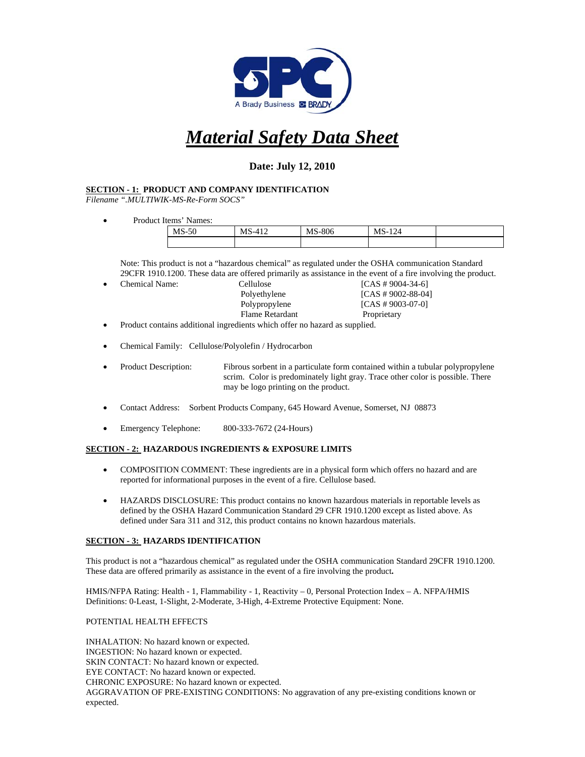SPC

A Brady Business BRADY

# *Material Safety Data Sheet*

### Date: July 12, 2010

## SECTION - 1: PRODUCT AND COMPANY IDENTIFICATION

*Filename ".MULTIWIK-MS-Re-Form SOCS"*

- Product Items' Names:

| MS-50 | MS-412 | MS-806 | MS-124 | |
|---|---|---|---|---|
| | | | | |

Note: This product is not a "hazardous chemical" as regulated under the OSHA communication Standard 29CFR 1910.1200. These data are offered primarily as assistance in the event of a fire involving the product.

- Chemical Name:

| | |
|---|---|
| Cellulose | [CAS # 9004-34-6] |
| Polyethylene | [CAS # 9002-88-04] |
| Polypropylene | [CAS # 9003-07-0] |
| Flame Retardant | Proprietary |

- Product contains additional ingredients which offer no hazard as supplied.

- Chemical Family: Cellulose/Polyolefin / Hydrocarbon

- Product Description: Fibrous sorbent in a particulate form contained within a tubular polypropylene scrim. Color is predominately light gray. Trace other color is possible. There may be logo printing on the product.

- Contact Address: Sorbent Products Company, 645 Howard Avenue, Somerset, NJ 08873

- Emergency Telephone: 800-333-7672 (24-Hours)

## SECTION - 2: HAZARDOUS INGREDIENTS & EXPOSURE LIMITS

- COMPOSITION COMMENT: These ingredients are in a physical form which offers no hazard and are reported for informational purposes in the event of a fire. Cellulose based.

- HAZARDS DISCLOSURE: This product contains no known hazardous materials in reportable levels as defined by the OSHA Hazard Communication Standard 29 CFR 1910.1200 except as listed above. As defined under Sara 311 and 312, this product contains no known hazardous materials.

## SECTION - 3: HAZARDS IDENTIFICATION

This product is not a "hazardous chemical" as regulated under the OSHA communication Standard 29CFR 1910.1200. These data are offered primarily as assistance in the event of a fire involving the product**.**

HMIS/NFPA Rating: Health - 1, Flammability - 1, Reactivity – 0, Personal Protection Index – A. NFPA/HMIS Definitions: 0-Least, 1-Slight, 2-Moderate, 3-High, 4-Extreme Protective Equipment: None.

POTENTIAL HEALTH EFFECTS

INHALATION: No hazard known or expected.
INGESTION: No hazard known or expected.
SKIN CONTACT: No hazard known or expected.
EYE CONTACT: No hazard known or expected.
CHRONIC EXPOSURE: No hazard known or expected.
AGGRAVATION OF PRE-EXISTING CONDITIONS: No aggravation of any pre-existing conditions known or expected.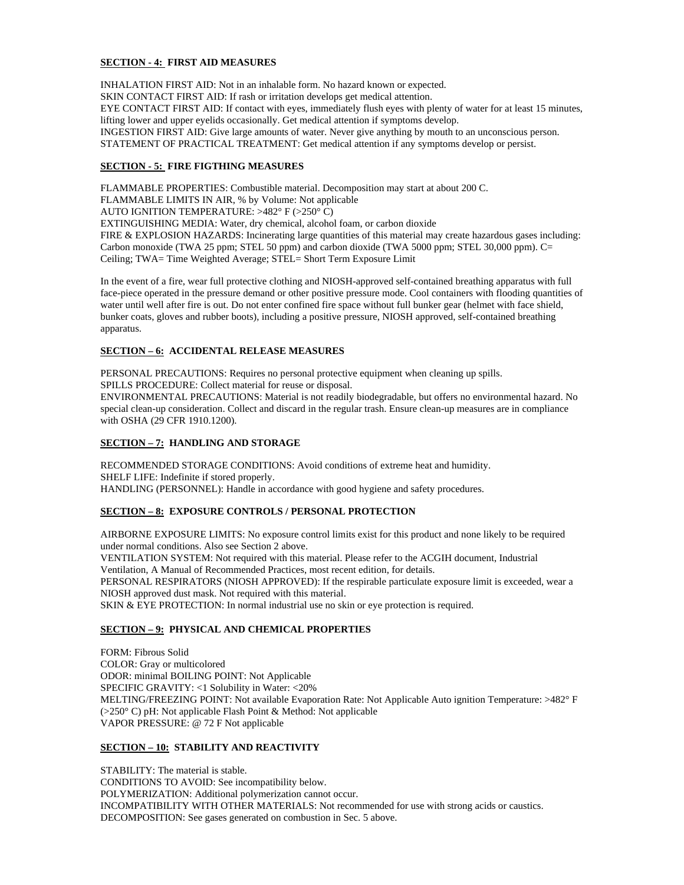## SECTION - 4: FIRST AID MEASURES

INHALATION FIRST AID: Not in an inhalable form. No hazard known or expected.
SKIN CONTACT FIRST AID: If rash or irritation develops get medical attention.
EYE CONTACT FIRST AID: If contact with eyes, immediately flush eyes with plenty of water for at least 15 minutes, lifting lower and upper eyelids occasionally. Get medical attention if symptoms develop.
INGESTION FIRST AID: Give large amounts of water. Never give anything by mouth to an unconscious person.
STATEMENT OF PRACTICAL TREATMENT: Get medical attention if any symptoms develop or persist.

## SECTION - 5: FIRE FIGTHING MEASURES

FLAMMABLE PROPERTIES: Combustible material. Decomposition may start at about 200 C.
FLAMMABLE LIMITS IN AIR, % by Volume: Not applicable
AUTO IGNITION TEMPERATURE: >482° F (>250° C)
EXTINGUISHING MEDIA: Water, dry chemical, alcohol foam, or carbon dioxide
FIRE & EXPLOSION HAZARDS: Incinerating large quantities of this material may create hazardous gases including: Carbon monoxide (TWA 25 ppm; STEL 50 ppm) and carbon dioxide (TWA 5000 ppm; STEL 30,000 ppm). C= Ceiling; TWA= Time Weighted Average; STEL= Short Term Exposure Limit

In the event of a fire, wear full protective clothing and NIOSH-approved self-contained breathing apparatus with full face-piece operated in the pressure demand or other positive pressure mode. Cool containers with flooding quantities of water until well after fire is out. Do not enter confined fire space without full bunker gear (helmet with face shield, bunker coats, gloves and rubber boots), including a positive pressure, NIOSH approved, self-contained breathing apparatus.

## SECTION – 6: ACCIDENTAL RELEASE MEASURES

PERSONAL PRECAUTIONS: Requires no personal protective equipment when cleaning up spills.
SPILLS PROCEDURE: Collect material for reuse or disposal.
ENVIRONMENTAL PRECAUTIONS: Material is not readily biodegradable, but offers no environmental hazard. No special clean-up consideration. Collect and discard in the regular trash. Ensure clean-up measures are in compliance with OSHA (29 CFR 1910.1200).

## SECTION – 7: HANDLING AND STORAGE

RECOMMENDED STORAGE CONDITIONS: Avoid conditions of extreme heat and humidity.
SHELF LIFE: Indefinite if stored properly.
HANDLING (PERSONNEL): Handle in accordance with good hygiene and safety procedures.

## SECTION – 8: EXPOSURE CONTROLS / PERSONAL PROTECTION

AIRBORNE EXPOSURE LIMITS: No exposure control limits exist for this product and none likely to be required under normal conditions. Also see Section 2 above.
VENTILATION SYSTEM: Not required with this material. Please refer to the ACGIH document, Industrial Ventilation, A Manual of Recommended Practices, most recent edition, for details.
PERSONAL RESPIRATORS (NIOSH APPROVED): If the respirable particulate exposure limit is exceeded, wear a NIOSH approved dust mask. Not required with this material.
SKIN & EYE PROTECTION: In normal industrial use no skin or eye protection is required.

## SECTION – 9: PHYSICAL AND CHEMICAL PROPERTIES

FORM: Fibrous Solid
COLOR: Gray or multicolored
ODOR: minimal BOILING POINT: Not Applicable
SPECIFIC GRAVITY: <1 Solubility in Water: <20%
MELTING/FREEZING POINT: Not available Evaporation Rate: Not Applicable Auto ignition Temperature: >482° F (>250° C) pH: Not applicable Flash Point & Method: Not applicable
VAPOR PRESSURE: @ 72 F Not applicable

## SECTION – 10: STABILITY AND REACTIVITY

STABILITY: The material is stable.
CONDITIONS TO AVOID: See incompatibility below.
POLYMERIZATION: Additional polymerization cannot occur.
INCOMPATIBILITY WITH OTHER MATERIALS: Not recommended for use with strong acids or caustics.
DECOMPOSITION: See gases generated on combustion in Sec. 5 above.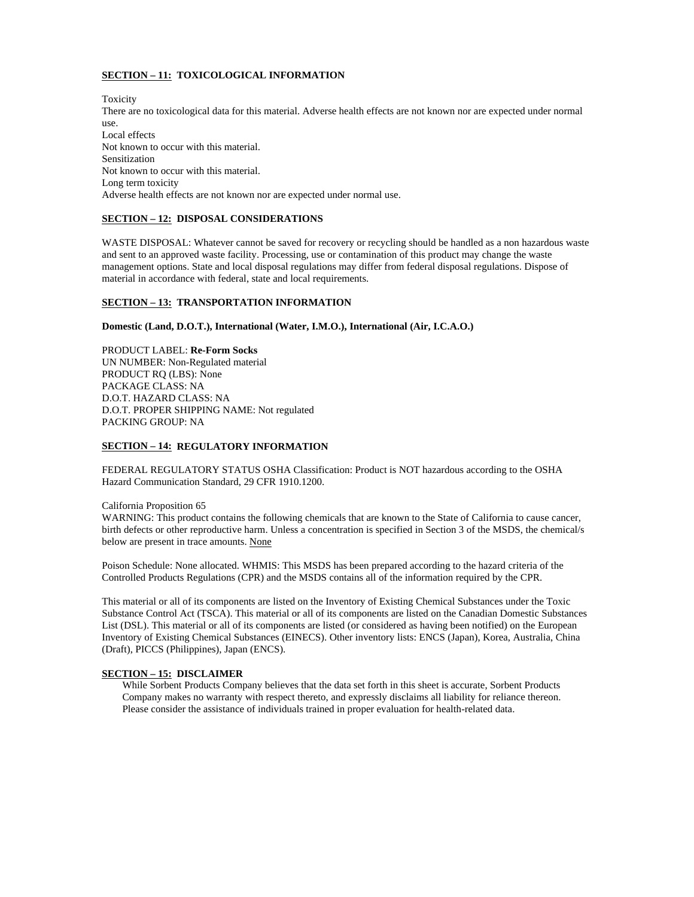## **SECTION – 11: TOXICOLOGICAL INFORMATION**

Toxicity
There are no toxicological data for this material. Adverse health effects are not known nor are expected under normal use.
Local effects
Not known to occur with this material.
Sensitization
Not known to occur with this material.
Long term toxicity
Adverse health effects are not known nor are expected under normal use.

## **SECTION – 12: DISPOSAL CONSIDERATIONS**

WASTE DISPOSAL: Whatever cannot be saved for recovery or recycling should be handled as a non hazardous waste and sent to an approved waste facility. Processing, use or contamination of this product may change the waste management options. State and local disposal regulations may differ from federal disposal regulations. Dispose of material in accordance with federal, state and local requirements.

## **SECTION – 13: TRANSPORTATION INFORMATION**

**Domestic (Land, D.O.T.), International (Water, I.M.O.), International (Air, I.C.A.O.)**

PRODUCT LABEL: **Re-Form Socks**
UN NUMBER: Non-Regulated material
PRODUCT RQ (LBS): None
PACKAGE CLASS: NA
D.O.T. HAZARD CLASS: NA
D.O.T. PROPER SHIPPING NAME: Not regulated
PACKING GROUP: NA

## **SECTION – 14: REGULATORY INFORMATION**

FEDERAL REGULATORY STATUS OSHA Classification: Product is NOT hazardous according to the OSHA Hazard Communication Standard, 29 CFR 1910.1200.

California Proposition 65
WARNING: This product contains the following chemicals that are known to the State of California to cause cancer, birth defects or other reproductive harm. Unless a concentration is specified in Section 3 of the MSDS, the chemical/s below are present in trace amounts. None

Poison Schedule: None allocated. WHMIS: This MSDS has been prepared according to the hazard criteria of the Controlled Products Regulations (CPR) and the MSDS contains all of the information required by the CPR.

This material or all of its components are listed on the Inventory of Existing Chemical Substances under the Toxic Substance Control Act (TSCA). This material or all of its components are listed on the Canadian Domestic Substances List (DSL). This material or all of its components are listed (or considered as having been notified) on the European Inventory of Existing Chemical Substances (EINECS). Other inventory lists: ENCS (Japan), Korea, Australia, China (Draft), PICCS (Philippines), Japan (ENCS).

## **SECTION – 15: DISCLAIMER**

While Sorbent Products Company believes that the data set forth in this sheet is accurate, Sorbent Products Company makes no warranty with respect thereto, and expressly disclaims all liability for reliance thereon. Please consider the assistance of individuals trained in proper evaluation for health-related data.